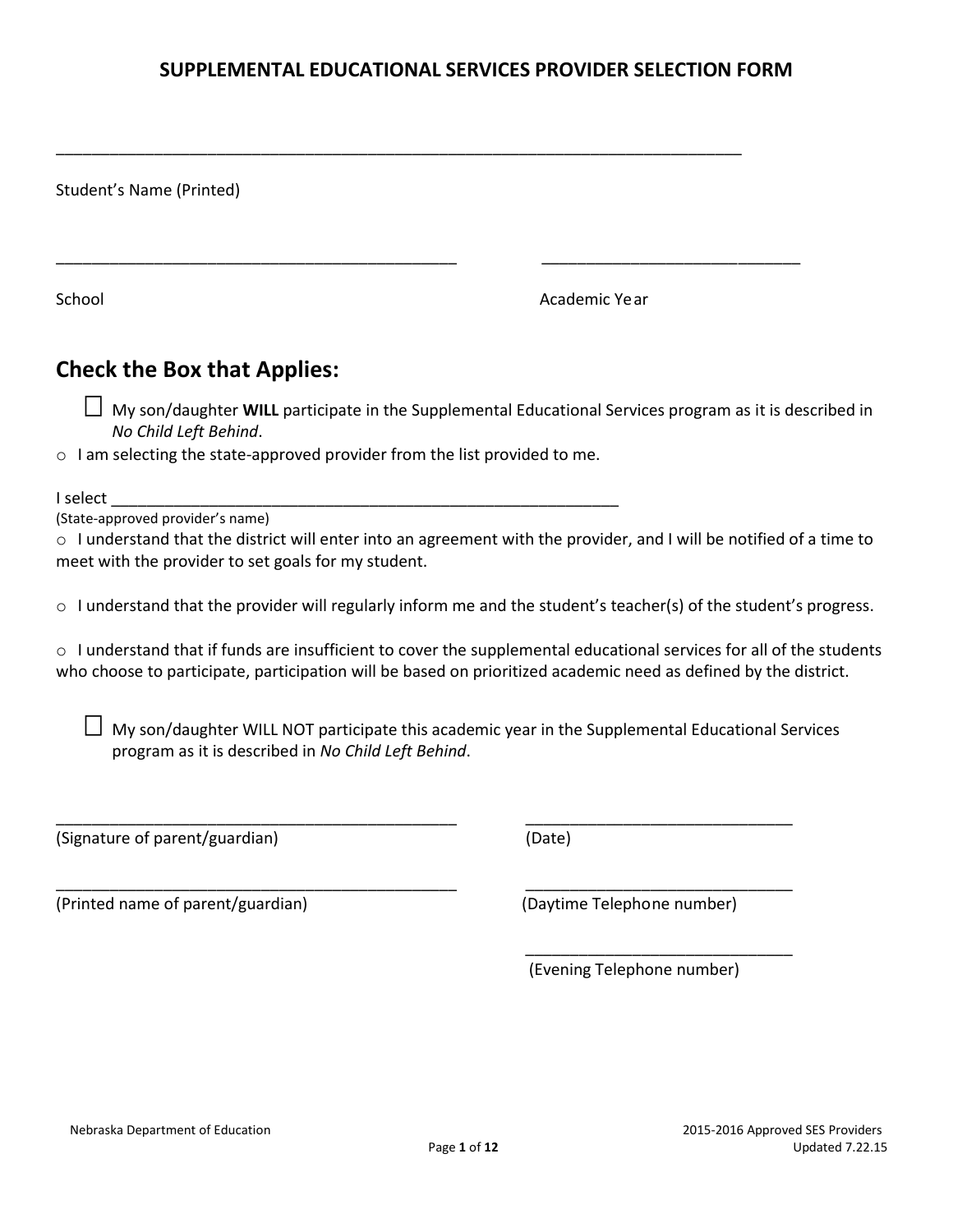# SUPPLEMENTAL EDUCATIONAL SERVICES PROVIDER SELECTION FORM

\_\_\_\_\_\_\_\_\_\_\_\_\_\_\_\_\_\_\_\_\_\_\_\_\_\_\_\_\_\_\_\_\_\_\_\_\_\_\_\_\_\_\_\_\_\_\_\_\_\_\_\_\_\_\_\_\_\_\_\_\_\_\_\_\_\_\_\_\_\_\_\_\_\_

Student's Name (Printed)

\_\_\_\_\_\_\_\_\_\_\_\_\_\_\_\_\_\_\_\_\_\_\_\_\_\_\_\_\_\_\_\_\_\_\_\_\_\_\_\_\_\_ \_\_\_\_\_\_\_\_\_\_\_\_\_\_\_\_\_\_\_\_\_\_\_\_\_\_\_\_

School Academic Year

## Check the Box that Applies:

☐ My son/daughter **WILL** participate in the Supplemental Educational Services program as it is described in *No Child Left Behind*.

- I am selecting the state-approved provider from the list provided to me.

I select \_\_\_\_\_\_\_\_\_\_\_\_\_\_\_\_\_\_\_\_\_\_\_\_\_\_\_\_\_\_\_\_\_\_\_\_\_\_\_\_\_\_\_\_\_\_\_\_\_\_\_\_\_\_
(State-approved provider's name)

- I understand that the district will enter into an agreement with the provider, and I will be notified of a time to meet with the provider to set goals for my student.
- I understand that the provider will regularly inform me and the student's teacher(s) of the student's progress.
- I understand that if funds are insufficient to cover the supplemental educational services for all of the students who choose to participate, participation will be based on prioritized academic need as defined by the district.

☐ My son/daughter WILL NOT participate this academic year in the Supplemental Educational Services program as it is described in *No Child Left Behind*.

\_\_\_\_\_\_\_\_\_\_\_\_\_\_\_\_\_\_\_\_\_\_\_\_\_\_\_\_\_\_\_\_\_\_\_\_\_\_\_\_\_\_ \_\_\_\_\_\_\_\_\_\_\_\_\_\_\_\_\_\_\_\_\_\_\_\_\_\_\_\_
(Signature of parent/guardian) (Date)

\_\_\_\_\_\_\_\_\_\_\_\_\_\_\_\_\_\_\_\_\_\_\_\_\_\_\_\_\_\_\_\_\_\_\_\_\_\_\_\_\_\_ \_\_\_\_\_\_\_\_\_\_\_\_\_\_\_\_\_\_\_\_\_\_\_\_\_\_\_\_
(Printed name of parent/guardian) (Daytime Telephone number)

\_\_\_\_\_\_\_\_\_\_\_\_\_\_\_\_\_\_\_\_\_\_\_\_\_\_\_\_
(Evening Telephone number)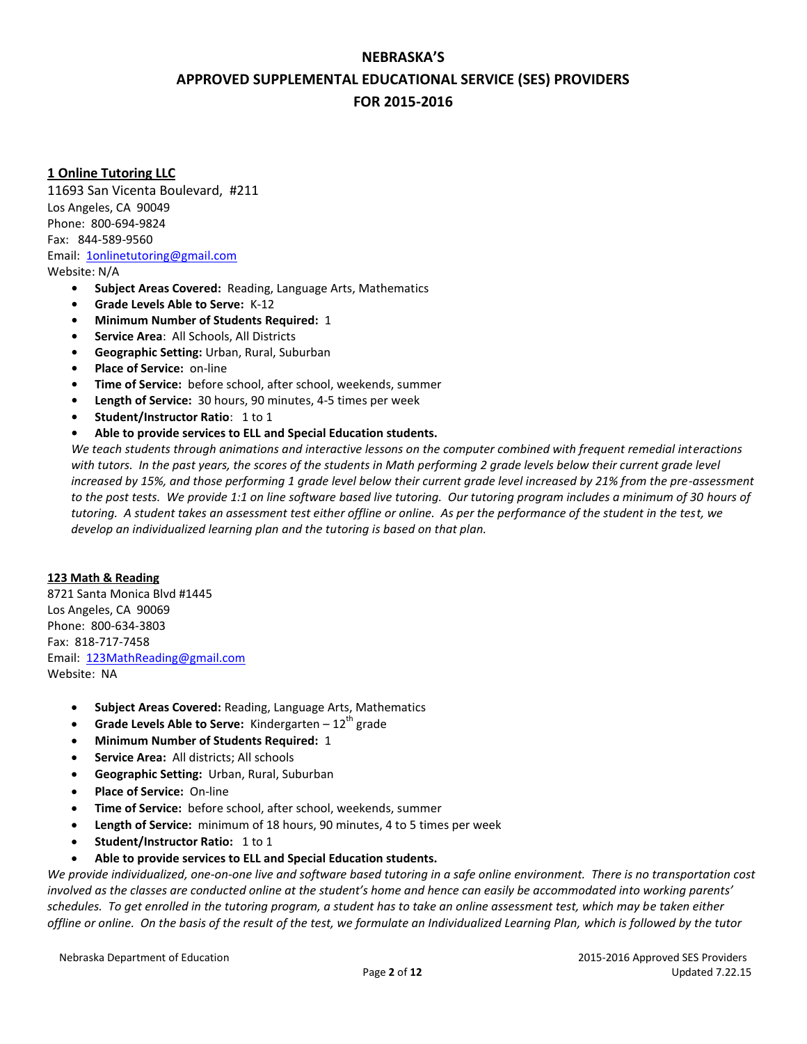# NEBRASKA'S
# APPROVED SUPPLEMENTAL EDUCATIONAL SERVICE (SES) PROVIDERS
# FOR 2015-2016

**1 Online Tutoring LLC**
11693 San Vicenta Boulevard, #211
Los Angeles, CA 90049
Phone: 800-694-9824
Fax: 844-589-9560
Email: 1onlinetutoring@gmail.com
Website: N/A

- **Subject Areas Covered:** Reading, Language Arts, Mathematics
- **Grade Levels Able to Serve:** K-12
- **Minimum Number of Students Required:** 1
- **Service Area**: All Schools, All Districts
- **Geographic Setting:** Urban, Rural, Suburban
- **Place of Service:** on-line
- **Time of Service:** before school, after school, weekends, summer
- **Length of Service:** 30 hours, 90 minutes, 4-5 times per week
- **Student/Instructor Ratio**: 1 to 1
- **Able to provide services to ELL and Special Education students.**

*We teach students through animations and interactive lessons on the computer combined with frequent remedial interactions with tutors. In the past years, the scores of the students in Math performing 2 grade levels below their current grade level increased by 15%, and those performing 1 grade level below their current grade level increased by 21% from the pre-assessment to the post tests. We provide 1:1 on line software based live tutoring. Our tutoring program includes a minimum of 30 hours of tutoring. A student takes an assessment test either offline or online. As per the performance of the student in the test, we develop an individualized learning plan and the tutoring is based on that plan.*

**123 Math & Reading**
8721 Santa Monica Blvd #1445
Los Angeles, CA 90069
Phone: 800-634-3803
Fax: 818-717-7458
Email: 123MathReading@gmail.com
Website: NA

- **Subject Areas Covered:** Reading, Language Arts, Mathematics
- **Grade Levels Able to Serve:** Kindergarten – 12th grade
- **Minimum Number of Students Required:** 1
- **Service Area:** All districts; All schools
- **Geographic Setting:** Urban, Rural, Suburban
- **Place of Service:** On-line
- **Time of Service:** before school, after school, weekends, summer
- **Length of Service:** minimum of 18 hours, 90 minutes, 4 to 5 times per week
- **Student/Instructor Ratio:** 1 to 1
- **Able to provide services to ELL and Special Education students.**

*We provide individualized, one-on-one live and software based tutoring in a safe online environment. There is no transportation cost involved as the classes are conducted online at the student's home and hence can easily be accommodated into working parents' schedules. To get enrolled in the tutoring program, a student has to take an online assessment test, which may be taken either offline or online. On the basis of the result of the test, we formulate an Individualized Learning Plan, which is followed by the tutor*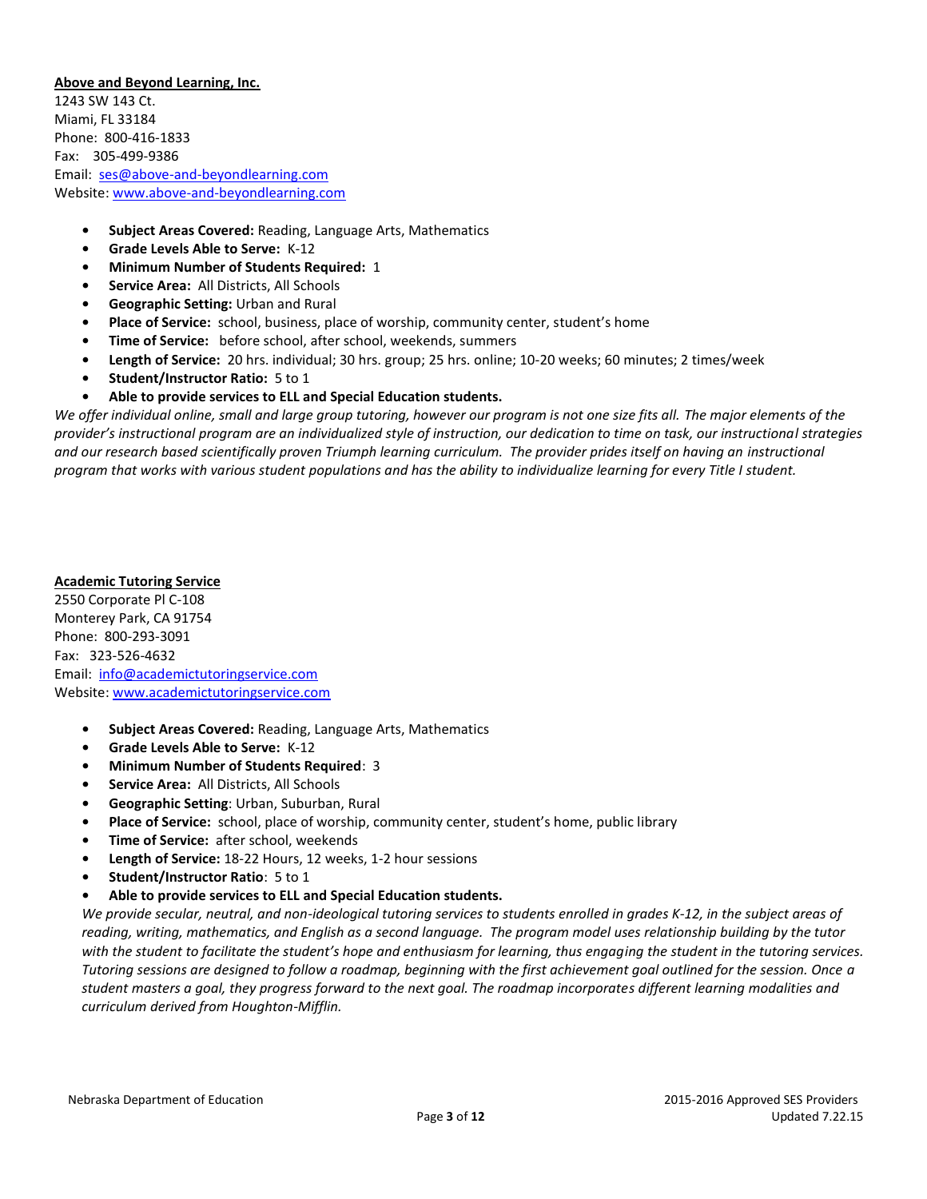**Above and Beyond Learning, Inc.**
1243 SW 143 Ct.
Miami, FL 33184
Phone: 800-416-1833
Fax: 305-499-9386
Email: ses@above-and-beyondlearning.com
Website: www.above-and-beyondlearning.com

- **Subject Areas Covered:** Reading, Language Arts, Mathematics
- **Grade Levels Able to Serve:** K-12
- **Minimum Number of Students Required:** 1
- **Service Area:** All Districts, All Schools
- **Geographic Setting:** Urban and Rural
- **Place of Service:** school, business, place of worship, community center, student's home
- **Time of Service:** before school, after school, weekends, summers
- **Length of Service:** 20 hrs. individual; 30 hrs. group; 25 hrs. online; 10-20 weeks; 60 minutes; 2 times/week
- **Student/Instructor Ratio:** 5 to 1
- **Able to provide services to ELL and Special Education students.**

*We offer individual online, small and large group tutoring, however our program is not one size fits all. The major elements of the provider's instructional program are an individualized style of instruction, our dedication to time on task, our instructional strategies and our research based scientifically proven Triumph learning curriculum. The provider prides itself on having an instructional program that works with various student populations and has the ability to individualize learning for every Title I student.*

**Academic Tutoring Service**
2550 Corporate Pl C-108
Monterey Park, CA 91754
Phone: 800-293-3091
Fax: 323-526-4632
Email: info@academictutoringservice.com
Website: www.academictutoringservice.com

- **Subject Areas Covered:** Reading, Language Arts, Mathematics
- **Grade Levels Able to Serve:** K-12
- **Minimum Number of Students Required**: 3
- **Service Area:** All Districts, All Schools
- **Geographic Setting**: Urban, Suburban, Rural
- **Place of Service:** school, place of worship, community center, student's home, public library
- **Time of Service:** after school, weekends
- **Length of Service:** 18-22 Hours, 12 weeks, 1-2 hour sessions
- **Student/Instructor Ratio**: 5 to 1
- **Able to provide services to ELL and Special Education students.**

*We provide secular, neutral, and non-ideological tutoring services to students enrolled in grades K-12, in the subject areas of reading, writing, mathematics, and English as a second language. The program model uses relationship building by the tutor with the student to facilitate the student's hope and enthusiasm for learning, thus engaging the student in the tutoring services. Tutoring sessions are designed to follow a roadmap, beginning with the first achievement goal outlined for the session. Once a student masters a goal, they progress forward to the next goal. The roadmap incorporates different learning modalities and curriculum derived from Houghton-Mifflin.*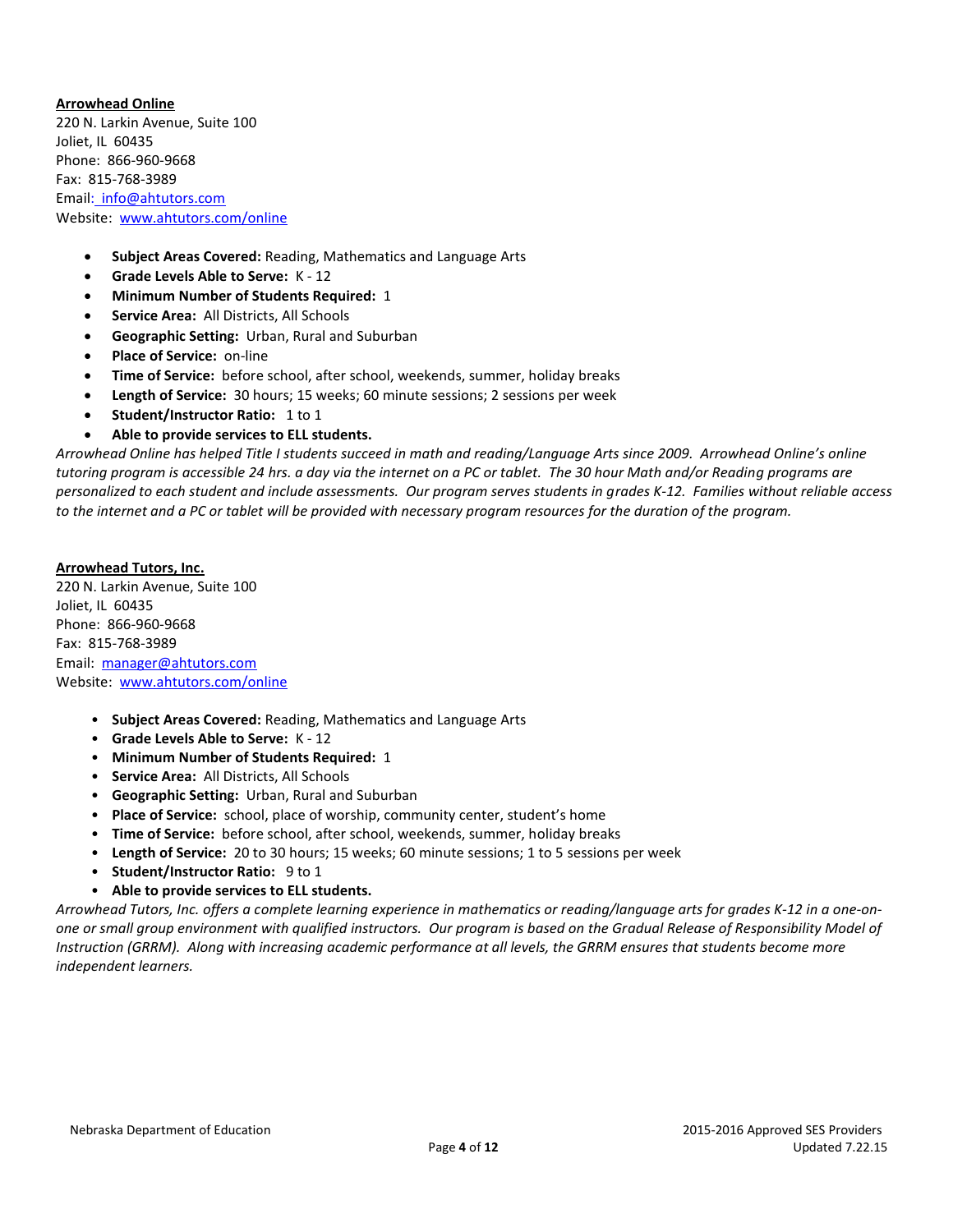**Arrowhead Online**
220 N. Larkin Avenue, Suite 100
Joliet, IL 60435
Phone: 866-960-9668
Fax: 815-768-3989
Email: info@ahtutors.com
Website: www.ahtutors.com/online

- **Subject Areas Covered:** Reading, Mathematics and Language Arts
- **Grade Levels Able to Serve:** K - 12
- **Minimum Number of Students Required:** 1
- **Service Area:** All Districts, All Schools
- **Geographic Setting:** Urban, Rural and Suburban
- **Place of Service:** on-line
- **Time of Service:** before school, after school, weekends, summer, holiday breaks
- **Length of Service:** 30 hours; 15 weeks; 60 minute sessions; 2 sessions per week
- **Student/Instructor Ratio:** 1 to 1
- **Able to provide services to ELL students.**

*Arrowhead Online has helped Title I students succeed in math and reading/Language Arts since 2009. Arrowhead Online's online tutoring program is accessible 24 hrs. a day via the internet on a PC or tablet. The 30 hour Math and/or Reading programs are personalized to each student and include assessments. Our program serves students in grades K-12. Families without reliable access to the internet and a PC or tablet will be provided with necessary program resources for the duration of the program.*

**Arrowhead Tutors, Inc.**
220 N. Larkin Avenue, Suite 100
Joliet, IL 60435
Phone: 866-960-9668
Fax: 815-768-3989
Email: manager@ahtutors.com
Website: www.ahtutors.com/online

- **Subject Areas Covered:** Reading, Mathematics and Language Arts
- **Grade Levels Able to Serve:** K - 12
- **Minimum Number of Students Required:** 1
- **Service Area:** All Districts, All Schools
- **Geographic Setting:** Urban, Rural and Suburban
- **Place of Service:** school, place of worship, community center, student's home
- **Time of Service:** before school, after school, weekends, summer, holiday breaks
- **Length of Service:** 20 to 30 hours; 15 weeks; 60 minute sessions; 1 to 5 sessions per week
- **Student/Instructor Ratio:** 9 to 1
- **Able to provide services to ELL students.**

*Arrowhead Tutors, Inc. offers a complete learning experience in mathematics or reading/language arts for grades K-12 in a one-on-one or small group environment with qualified instructors. Our program is based on the Gradual Release of Responsibility Model of Instruction (GRRM). Along with increasing academic performance at all levels, the GRRM ensures that students become more independent learners.*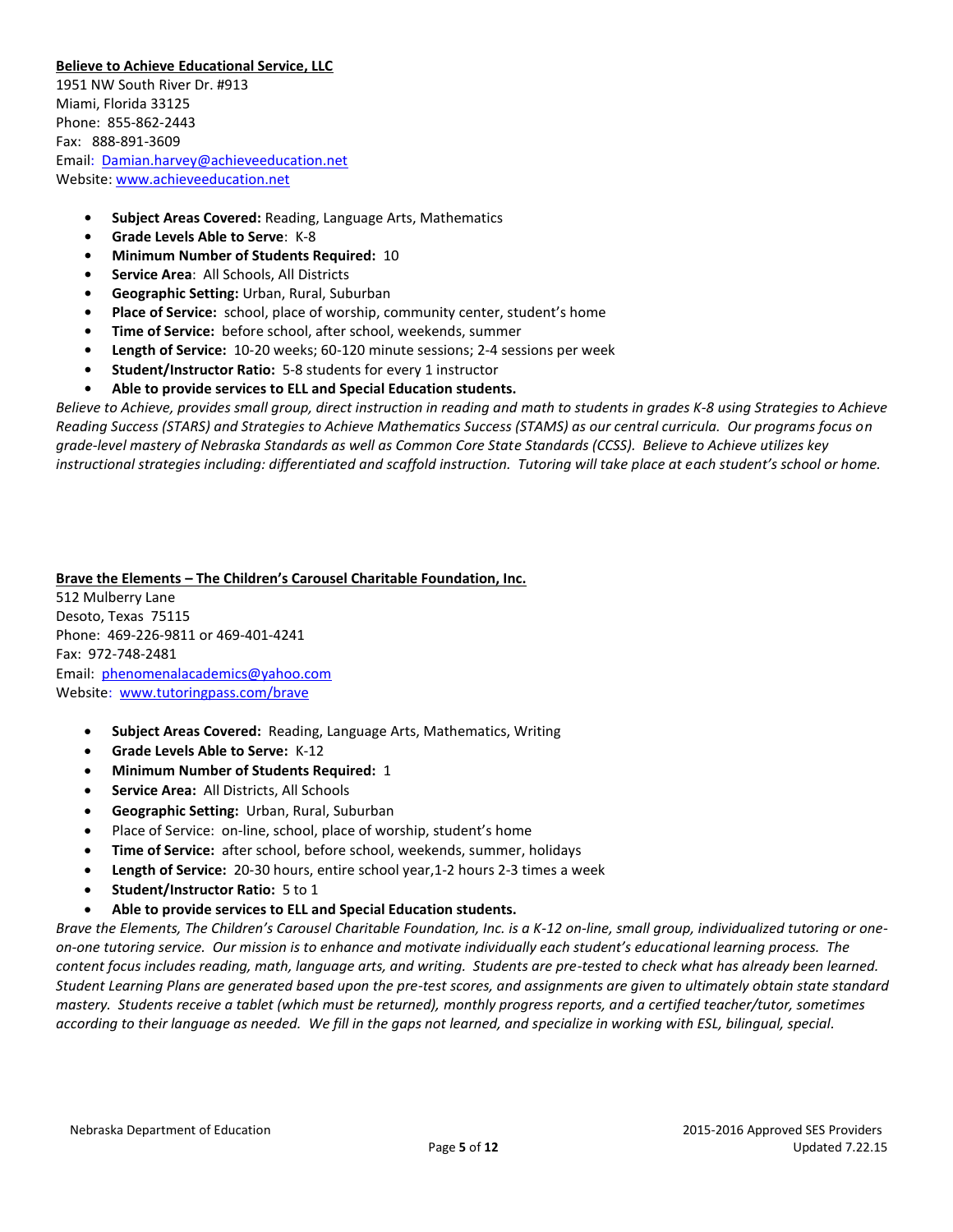**Believe to Achieve Educational Service, LLC**
1951 NW South River Dr. #913
Miami, Florida 33125
Phone: 855-862-2443
Fax: 888-891-3609
Email: Damian.harvey@achieveeducation.net
Website: www.achieveeducation.net

- **Subject Areas Covered:** Reading, Language Arts, Mathematics
- **Grade Levels Able to Serve**: K-8
- **Minimum Number of Students Required:** 10
- **Service Area**: All Schools, All Districts
- **Geographic Setting:** Urban, Rural, Suburban
- **Place of Service:** school, place of worship, community center, student's home
- **Time of Service:** before school, after school, weekends, summer
- **Length of Service:** 10-20 weeks; 60-120 minute sessions; 2-4 sessions per week
- **Student/Instructor Ratio:** 5-8 students for every 1 instructor
- **Able to provide services to ELL and Special Education students.**

*Believe to Achieve, provides small group, direct instruction in reading and math to students in grades K-8 using Strategies to Achieve Reading Success (STARS) and Strategies to Achieve Mathematics Success (STAMS) as our central curricula. Our programs focus on grade-level mastery of Nebraska Standards as well as Common Core State Standards (CCSS). Believe to Achieve utilizes key instructional strategies including: differentiated and scaffold instruction. Tutoring will take place at each student's school or home.*

**Brave the Elements – The Children's Carousel Charitable Foundation, Inc.**
512 Mulberry Lane
Desoto, Texas 75115
Phone: 469-226-9811 or 469-401-4241
Fax: 972-748-2481
Email: phenomenalacademics@yahoo.com
Website: www.tutoringpass.com/brave

- **Subject Areas Covered:** Reading, Language Arts, Mathematics, Writing
- **Grade Levels Able to Serve:** K-12
- **Minimum Number of Students Required:** 1
- **Service Area:** All Districts, All Schools
- **Geographic Setting:** Urban, Rural, Suburban
- Place of Service: on-line, school, place of worship, student's home
- **Time of Service:** after school, before school, weekends, summer, holidays
- **Length of Service:** 20-30 hours, entire school year,1-2 hours 2-3 times a week
- **Student/Instructor Ratio:** 5 to 1
- **Able to provide services to ELL and Special Education students.**

*Brave the Elements, The Children's Carousel Charitable Foundation, Inc. is a K-12 on-line, small group, individualized tutoring or one-on-one tutoring service. Our mission is to enhance and motivate individually each student's educational learning process. The content focus includes reading, math, language arts, and writing. Students are pre-tested to check what has already been learned. Student Learning Plans are generated based upon the pre-test scores, and assignments are given to ultimately obtain state standard mastery. Students receive a tablet (which must be returned), monthly progress reports, and a certified teacher/tutor, sometimes according to their language as needed. We fill in the gaps not learned, and specialize in working with ESL, bilingual, special.*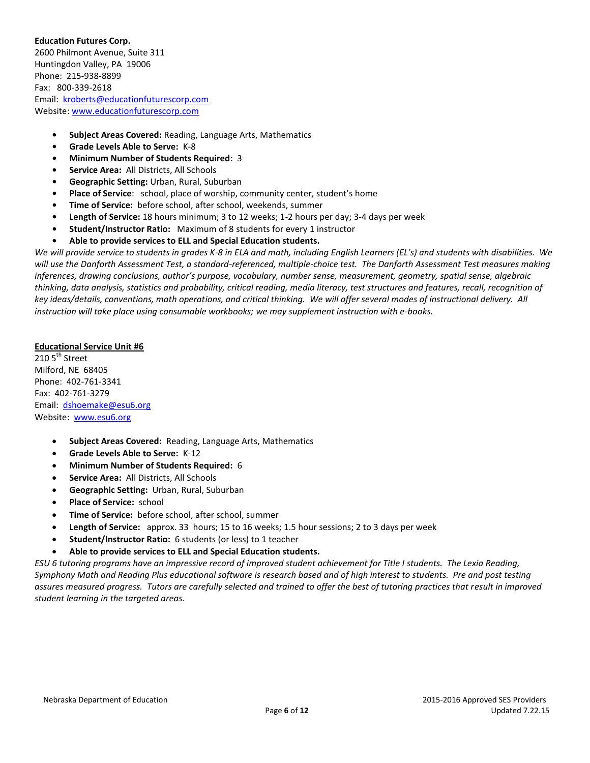**Education Futures Corp.**
2600 Philmont Avenue, Suite 311
Huntingdon Valley, PA 19006
Phone: 215-938-8899
Fax: 800-339-2618
Email: kroberts@educationfuturescorp.com
Website: www.educationfuturescorp.com

- **Subject Areas Covered:** Reading, Language Arts, Mathematics
- **Grade Levels Able to Serve:** K-8
- **Minimum Number of Students Required**: 3
- **Service Area:** All Districts, All Schools
- **Geographic Setting:** Urban, Rural, Suburban
- **Place of Service**: school, place of worship, community center, student's home
- **Time of Service:** before school, after school, weekends, summer
- **Length of Service:** 18 hours minimum; 3 to 12 weeks; 1-2 hours per day; 3-4 days per week
- **Student/Instructor Ratio:** Maximum of 8 students for every 1 instructor
- **Able to provide services to ELL and Special Education students.**

*We will provide service to students in grades K-8 in ELA and math, including English Learners (EL's) and students with disabilities. We will use the Danforth Assessment Test, a standard-referenced, multiple-choice test. The Danforth Assessment Test measures making inferences, drawing conclusions, author's purpose, vocabulary, number sense, measurement, geometry, spatial sense, algebraic thinking, data analysis, statistics and probability, critical reading, media literacy, test structures and features, recall, recognition of key ideas/details, conventions, math operations, and critical thinking. We will offer several modes of instructional delivery. All instruction will take place using consumable workbooks; we may supplement instruction with e-books.*

**Educational Service Unit #6**
210 5th Street
Milford, NE 68405
Phone: 402-761-3341
Fax: 402-761-3279
Email: dshoemake@esu6.org
Website: www.esu6.org

- **Subject Areas Covered:** Reading, Language Arts, Mathematics
- **Grade Levels Able to Serve:** K-12
- **Minimum Number of Students Required:** 6
- **Service Area:** All Districts, All Schools
- **Geographic Setting:** Urban, Rural, Suburban
- **Place of Service:** school
- **Time of Service:** before school, after school, summer
- **Length of Service:** approx. 33 hours; 15 to 16 weeks; 1.5 hour sessions; 2 to 3 days per week
- **Student/Instructor Ratio:** 6 students (or less) to 1 teacher
- **Able to provide services to ELL and Special Education students.**

*ESU 6 tutoring programs have an impressive record of improved student achievement for Title I students. The Lexia Reading, Symphony Math and Reading Plus educational software is research based and of high interest to students. Pre and post testing assures measured progress. Tutors are carefully selected and trained to offer the best of tutoring practices that result in improved student learning in the targeted areas.*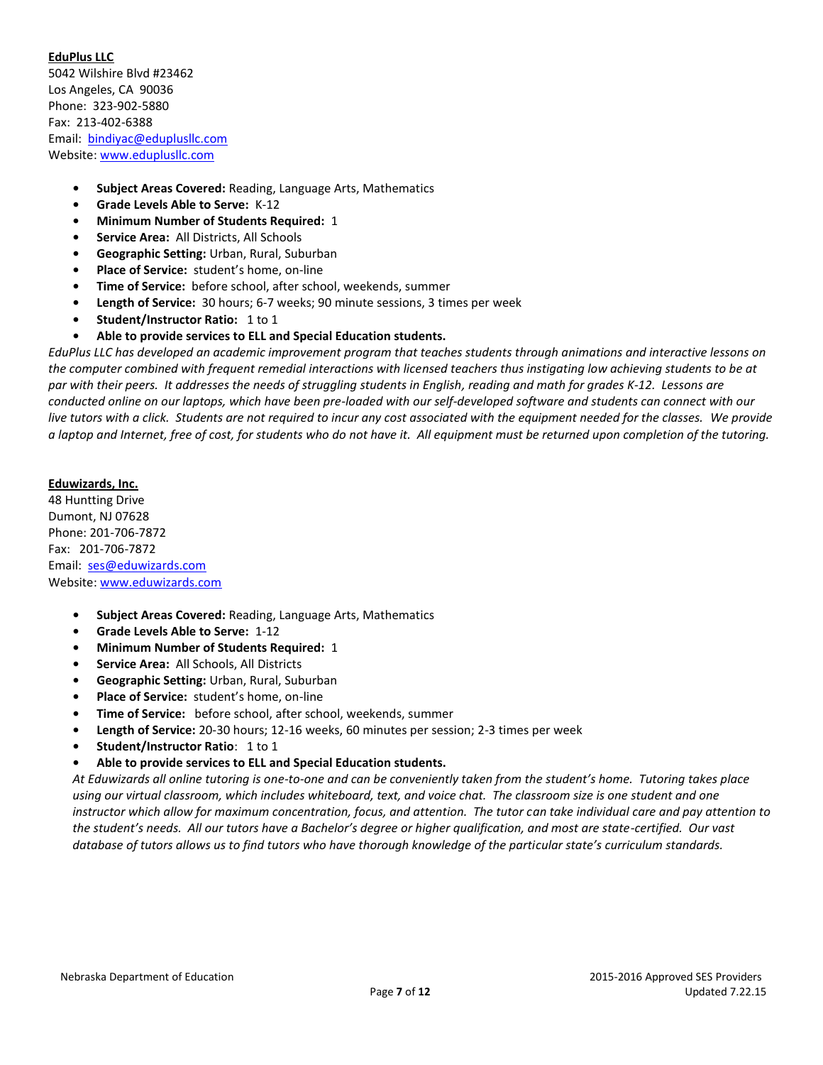**EduPlus LLC**
5042 Wilshire Blvd #23462
Los Angeles, CA 90036
Phone: 323-902-5880
Fax: 213-402-6388
Email: bindiyac@eduplusllc.com
Website: www.eduplusllc.com

- **Subject Areas Covered:** Reading, Language Arts, Mathematics
- **Grade Levels Able to Serve:** K-12
- **Minimum Number of Students Required:** 1
- **Service Area:** All Districts, All Schools
- **Geographic Setting:** Urban, Rural, Suburban
- **Place of Service:** student's home, on-line
- **Time of Service:** before school, after school, weekends, summer
- **Length of Service:** 30 hours; 6-7 weeks; 90 minute sessions, 3 times per week
- **Student/Instructor Ratio:** 1 to 1
- **Able to provide services to ELL and Special Education students.**

*EduPlus LLC has developed an academic improvement program that teaches students through animations and interactive lessons on the computer combined with frequent remedial interactions with licensed teachers thus instigating low achieving students to be at par with their peers. It addresses the needs of struggling students in English, reading and math for grades K-12. Lessons are conducted online on our laptops, which have been pre-loaded with our self-developed software and students can connect with our live tutors with a click. Students are not required to incur any cost associated with the equipment needed for the classes. We provide a laptop and Internet, free of cost, for students who do not have it. All equipment must be returned upon completion of the tutoring.*

**Eduwizards, Inc.**
48 Huntting Drive
Dumont, NJ 07628
Phone: 201-706-7872
Fax: 201-706-7872
Email: ses@eduwizards.com
Website: www.eduwizards.com

- **Subject Areas Covered:** Reading, Language Arts, Mathematics
- **Grade Levels Able to Serve:** 1-12
- **Minimum Number of Students Required:** 1
- **Service Area:** All Schools, All Districts
- **Geographic Setting:** Urban, Rural, Suburban
- **Place of Service:** student's home, on-line
- **Time of Service:** before school, after school, weekends, summer
- **Length of Service:** 20-30 hours; 12-16 weeks, 60 minutes per session; 2-3 times per week
- **Student/Instructor Ratio**: 1 to 1
- **Able to provide services to ELL and Special Education students.**

*At Eduwizards all online tutoring is one-to-one and can be conveniently taken from the student's home. Tutoring takes place using our virtual classroom, which includes whiteboard, text, and voice chat. The classroom size is one student and one instructor which allow for maximum concentration, focus, and attention. The tutor can take individual care and pay attention to the student's needs. All our tutors have a Bachelor's degree or higher qualification, and most are state-certified. Our vast database of tutors allows us to find tutors who have thorough knowledge of the particular state's curriculum standards.*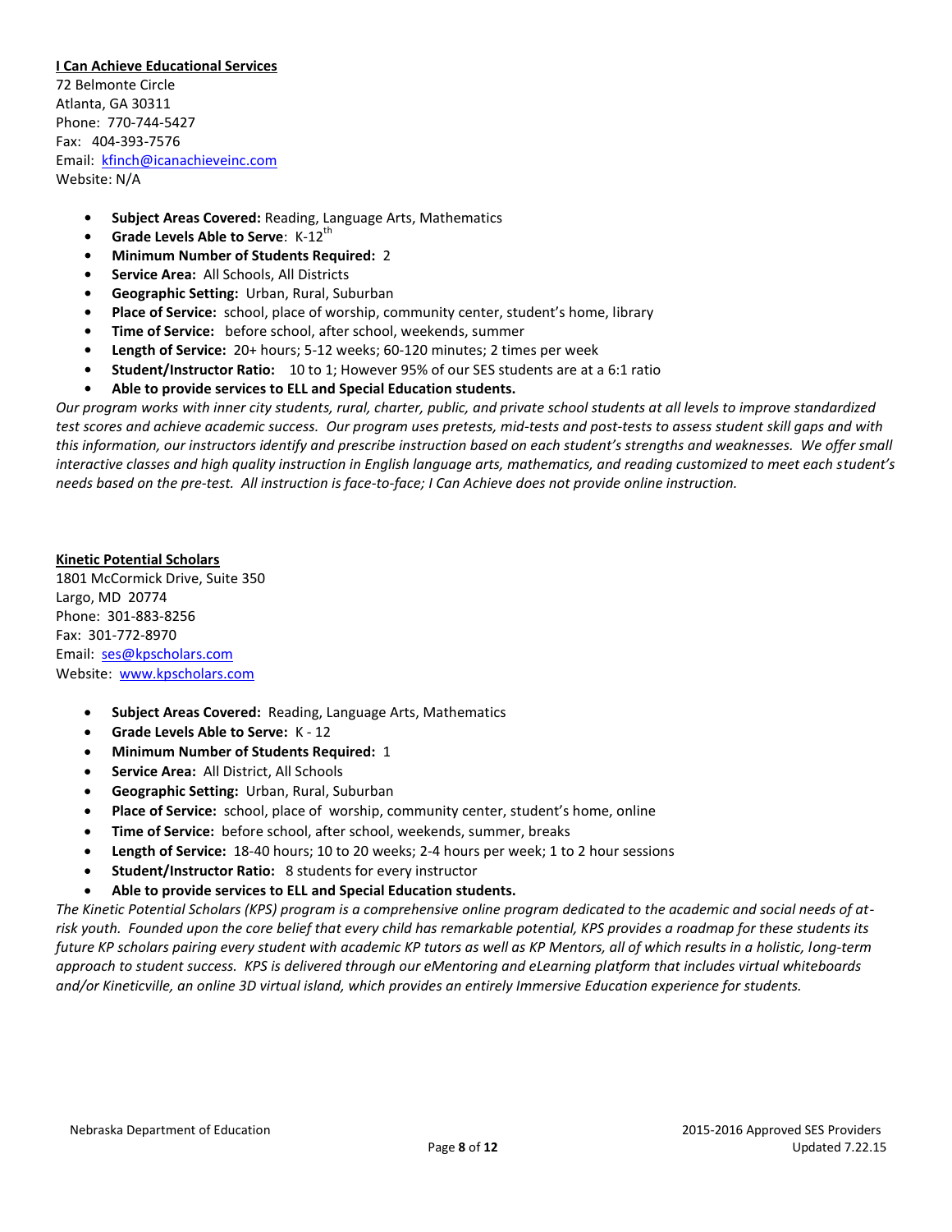**I Can Achieve Educational Services**

72 Belmonte Circle
Atlanta, GA 30311
Phone: 770-744-5427
Fax: 404-393-7576
Email: kfinch@icanachieveinc.com
Website: N/A

- **Subject Areas Covered:** Reading, Language Arts, Mathematics
- **Grade Levels Able to Serve**: K-12th
- **Minimum Number of Students Required:** 2
- **Service Area:** All Schools, All Districts
- **Geographic Setting:** Urban, Rural, Suburban
- **Place of Service:** school, place of worship, community center, student's home, library
- **Time of Service:** before school, after school, weekends, summer
- **Length of Service:** 20+ hours; 5-12 weeks; 60-120 minutes; 2 times per week
- **Student/Instructor Ratio:** 10 to 1; However 95% of our SES students are at a 6:1 ratio
- **Able to provide services to ELL and Special Education students.**

*Our program works with inner city students, rural, charter, public, and private school students at all levels to improve standardized test scores and achieve academic success. Our program uses pretests, mid-tests and post-tests to assess student skill gaps and with this information, our instructors identify and prescribe instruction based on each student's strengths and weaknesses. We offer small interactive classes and high quality instruction in English language arts, mathematics, and reading customized to meet each student's needs based on the pre-test. All instruction is face-to-face; I Can Achieve does not provide online instruction.*

**Kinetic Potential Scholars**

1801 McCormick Drive, Suite 350
Largo, MD 20774
Phone: 301-883-8256
Fax: 301-772-8970
Email: ses@kpscholars.com
Website: www.kpscholars.com

- **Subject Areas Covered:** Reading, Language Arts, Mathematics
- **Grade Levels Able to Serve:** K - 12
- **Minimum Number of Students Required:** 1
- **Service Area:** All District, All Schools
- **Geographic Setting:** Urban, Rural, Suburban
- **Place of Service:** school, place of worship, community center, student's home, online
- **Time of Service:** before school, after school, weekends, summer, breaks
- **Length of Service:** 18-40 hours; 10 to 20 weeks; 2-4 hours per week; 1 to 2 hour sessions
- **Student/Instructor Ratio:** 8 students for every instructor
- **Able to provide services to ELL and Special Education students.**

*The Kinetic Potential Scholars (KPS) program is a comprehensive online program dedicated to the academic and social needs of at-risk youth. Founded upon the core belief that every child has remarkable potential, KPS provides a roadmap for these students its future KP scholars pairing every student with academic KP tutors as well as KP Mentors, all of which results in a holistic, long-term approach to student success. KPS is delivered through our eMentoring and eLearning platform that includes virtual whiteboards and/or Kineticville, an online 3D virtual island, which provides an entirely Immersive Education experience for students.*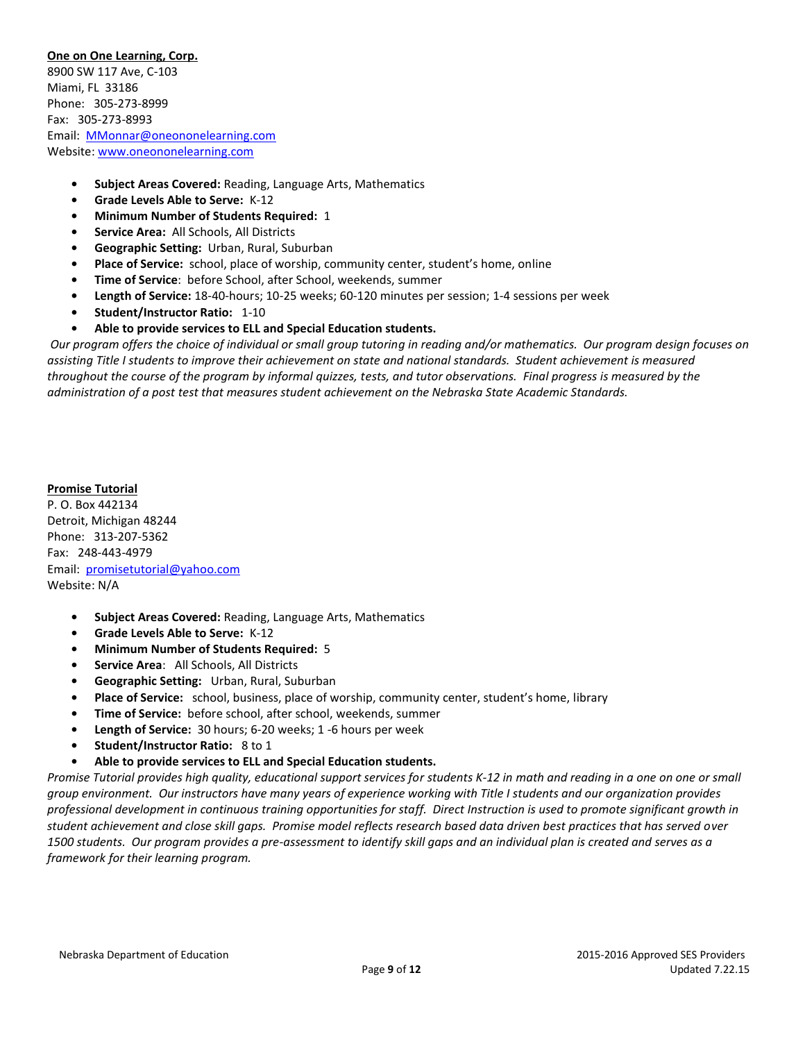**One on One Learning, Corp.**
8900 SW 117 Ave, C-103
Miami, FL 33186
Phone: 305-273-8999
Fax: 305-273-8993
Email: MMonnar@oneononelearning.com
Website: www.oneononelearning.com

- **Subject Areas Covered:** Reading, Language Arts, Mathematics
- **Grade Levels Able to Serve:** K-12
- **Minimum Number of Students Required:** 1
- **Service Area:** All Schools, All Districts
- **Geographic Setting:** Urban, Rural, Suburban
- **Place of Service:** school, place of worship, community center, student's home, online
- **Time of Service**: before School, after School, weekends, summer
- **Length of Service:** 18-40-hours; 10-25 weeks; 60-120 minutes per session; 1-4 sessions per week
- **Student/Instructor Ratio:** 1-10
- **Able to provide services to ELL and Special Education students.**

*Our program offers the choice of individual or small group tutoring in reading and/or mathematics. Our program design focuses on assisting Title I students to improve their achievement on state and national standards. Student achievement is measured throughout the course of the program by informal quizzes, tests, and tutor observations. Final progress is measured by the administration of a post test that measures student achievement on the Nebraska State Academic Standards.*

**Promise Tutorial**
P. O. Box 442134
Detroit, Michigan 48244
Phone: 313-207-5362
Fax: 248-443-4979
Email: promisetutorial@yahoo.com
Website: N/A

- **Subject Areas Covered:** Reading, Language Arts, Mathematics
- **Grade Levels Able to Serve:** K-12
- **Minimum Number of Students Required:** 5
- **Service Area**: All Schools, All Districts
- **Geographic Setting:** Urban, Rural, Suburban
- **Place of Service:** school, business, place of worship, community center, student's home, library
- **Time of Service:** before school, after school, weekends, summer
- **Length of Service:** 30 hours; 6-20 weeks; 1 -6 hours per week
- **Student/Instructor Ratio:** 8 to 1
- **Able to provide services to ELL and Special Education students.**

*Promise Tutorial provides high quality, educational support services for students K-12 in math and reading in a one on one or small group environment. Our instructors have many years of experience working with Title I students and our organization provides professional development in continuous training opportunities for staff. Direct Instruction is used to promote significant growth in student achievement and close skill gaps. Promise model reflects research based data driven best practices that has served over 1500 students. Our program provides a pre-assessment to identify skill gaps and an individual plan is created and serves as a framework for their learning program.*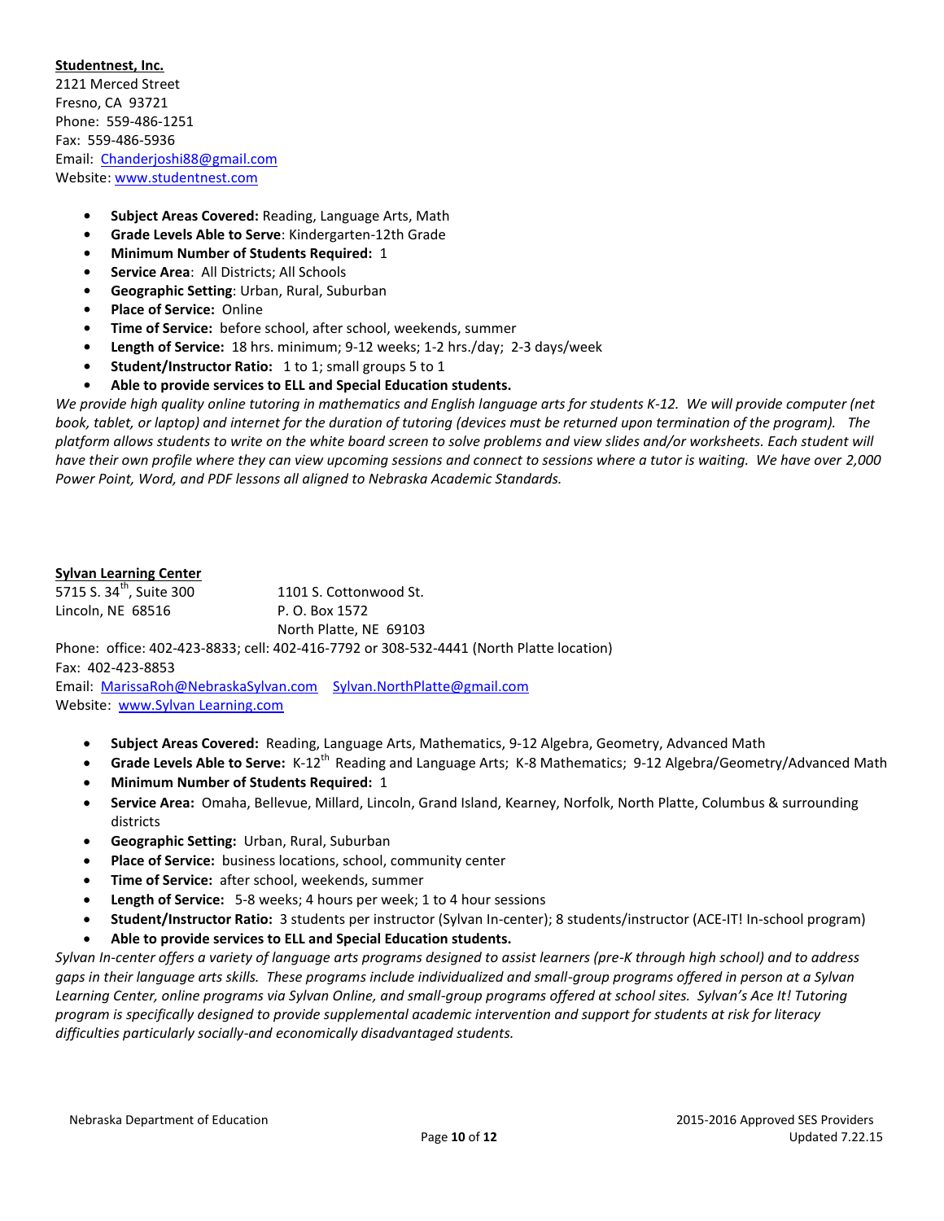**Studentnest, Inc.**
2121 Merced Street
Fresno, CA 93721
Phone: 559-486-1251
Fax: 559-486-5936
Email: Chanderjoshi88@gmail.com
Website: www.studentnest.com

- **Subject Areas Covered:** Reading, Language Arts, Math
- **Grade Levels Able to Serve**: Kindergarten-12th Grade
- **Minimum Number of Students Required:** 1
- **Service Area**: All Districts; All Schools
- **Geographic Setting**: Urban, Rural, Suburban
- **Place of Service:** Online
- **Time of Service:** before school, after school, weekends, summer
- **Length of Service:** 18 hrs. minimum; 9-12 weeks; 1-2 hrs./day; 2-3 days/week
- **Student/Instructor Ratio:** 1 to 1; small groups 5 to 1
- **Able to provide services to ELL and Special Education students.**

*We provide high quality online tutoring in mathematics and English language arts for students K-12. We will provide computer (net book, tablet, or laptop) and internet for the duration of tutoring (devices must be returned upon termination of the program). The platform allows students to write on the white board screen to solve problems and view slides and/or worksheets. Each student will have their own profile where they can view upcoming sessions and connect to sessions where a tutor is waiting. We have over 2,000 Power Point, Word, and PDF lessons all aligned to Nebraska Academic Standards.*

**Sylvan Learning Center**

5715 S. 34th, Suite 300
Lincoln, NE 68516

1101 S. Cottonwood St.
P. O. Box 1572
North Platte, NE 69103

Phone: office: 402-423-8833; cell: 402-416-7792 or 308-532-4441 (North Platte location)
Fax: 402-423-8853
Email: MarissaRoh@NebraskaSylvan.com Sylvan.NorthPlatte@gmail.com
Website: www.Sylvan Learning.com

- **Subject Areas Covered:** Reading, Language Arts, Mathematics, 9-12 Algebra, Geometry, Advanced Math
- **Grade Levels Able to Serve:** K-12th Reading and Language Arts; K-8 Mathematics; 9-12 Algebra/Geometry/Advanced Math
- **Minimum Number of Students Required:** 1
- **Service Area:** Omaha, Bellevue, Millard, Lincoln, Grand Island, Kearney, Norfolk, North Platte, Columbus & surrounding districts
- **Geographic Setting:** Urban, Rural, Suburban
- **Place of Service:** business locations, school, community center
- **Time of Service:** after school, weekends, summer
- **Length of Service:** 5-8 weeks; 4 hours per week; 1 to 4 hour sessions
- **Student/Instructor Ratio:** 3 students per instructor (Sylvan In-center); 8 students/instructor (ACE-IT! In-school program)
- **Able to provide services to ELL and Special Education students.**

*Sylvan In-center offers a variety of language arts programs designed to assist learners (pre-K through high school) and to address gaps in their language arts skills. These programs include individualized and small-group programs offered in person at a Sylvan Learning Center, online programs via Sylvan Online, and small-group programs offered at school sites. Sylvan's Ace It! Tutoring program is specifically designed to provide supplemental academic intervention and support for students at risk for literacy difficulties particularly socially-and economically disadvantaged students.*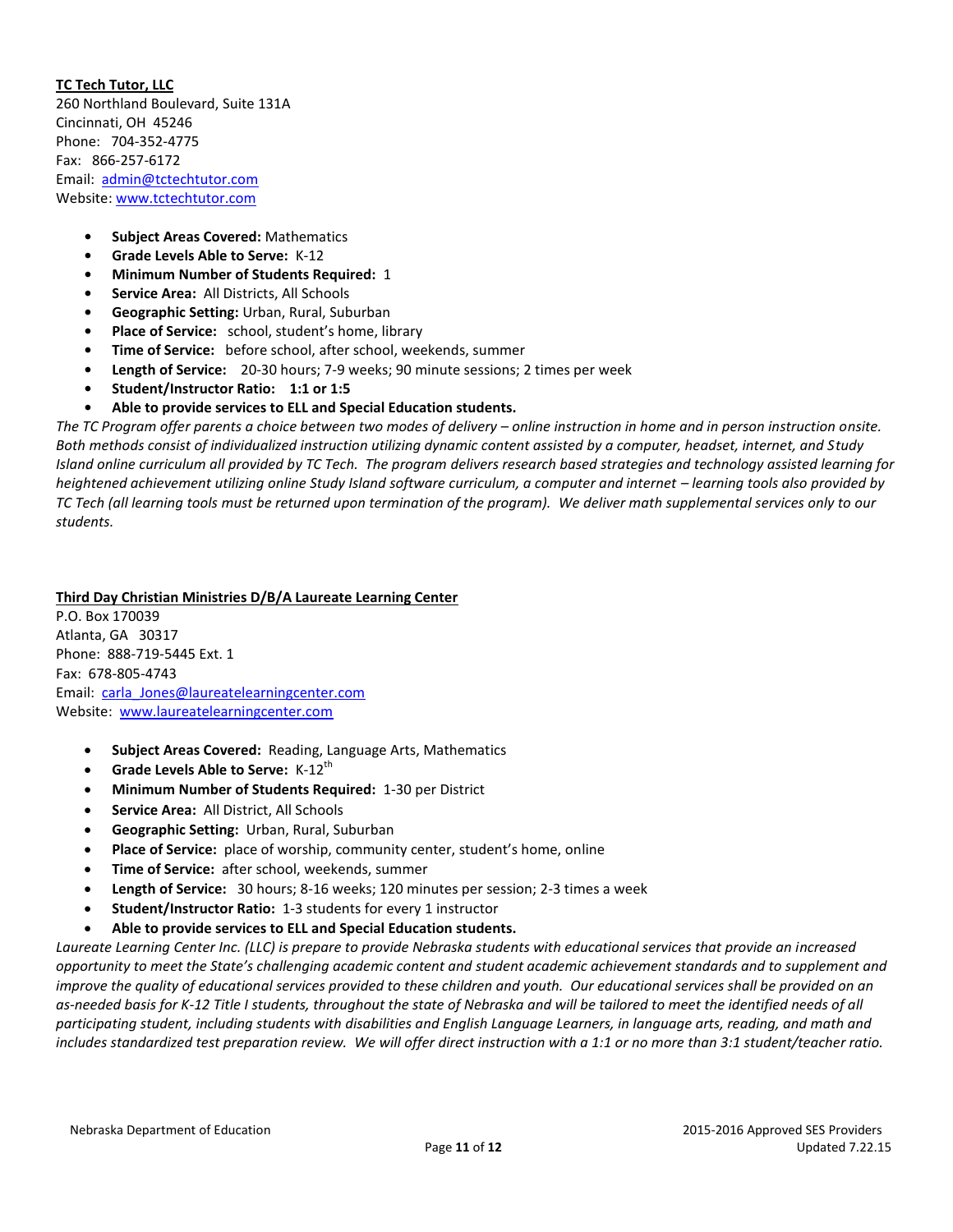**TC Tech Tutor, LLC**
260 Northland Boulevard, Suite 131A
Cincinnati, OH 45246
Phone: 704-352-4775
Fax: 866-257-6172
Email: admin@tctechtutor.com
Website: www.tctechtutor.com

- **Subject Areas Covered:** Mathematics
- **Grade Levels Able to Serve:** K-12
- **Minimum Number of Students Required:** 1
- **Service Area:** All Districts, All Schools
- **Geographic Setting:** Urban, Rural, Suburban
- **Place of Service:** school, student's home, library
- **Time of Service:** before school, after school, weekends, summer
- **Length of Service:** 20-30 hours; 7-9 weeks; 90 minute sessions; 2 times per week
- **Student/Instructor Ratio:** **1:1 or 1:5**
- **Able to provide services to ELL and Special Education students.**

*The TC Program offer parents a choice between two modes of delivery – online instruction in home and in person instruction onsite. Both methods consist of individualized instruction utilizing dynamic content assisted by a computer, headset, internet, and Study Island online curriculum all provided by TC Tech. The program delivers research based strategies and technology assisted learning for heightened achievement utilizing online Study Island software curriculum, a computer and internet – learning tools also provided by TC Tech (all learning tools must be returned upon termination of the program). We deliver math supplemental services only to our students.*

**Third Day Christian Ministries D/B/A Laureate Learning Center**
P.O. Box 170039
Atlanta, GA 30317
Phone: 888-719-5445 Ext. 1
Fax: 678-805-4743
Email: carla_Jones@laureatelearningcenter.com
Website: www.laureatelearningcenter.com

- **Subject Areas Covered:** Reading, Language Arts, Mathematics
- **Grade Levels Able to Serve:** K-12th
- **Minimum Number of Students Required:** 1-30 per District
- **Service Area:** All District, All Schools
- **Geographic Setting:** Urban, Rural, Suburban
- **Place of Service:** place of worship, community center, student's home, online
- **Time of Service:** after school, weekends, summer
- **Length of Service:** 30 hours; 8-16 weeks; 120 minutes per session; 2-3 times a week
- **Student/Instructor Ratio:** 1-3 students for every 1 instructor
- **Able to provide services to ELL and Special Education students.**

*Laureate Learning Center Inc. (LLC) is prepare to provide Nebraska students with educational services that provide an increased opportunity to meet the State's challenging academic content and student academic achievement standards and to supplement and improve the quality of educational services provided to these children and youth. Our educational services shall be provided on an as-needed basis for K-12 Title I students, throughout the state of Nebraska and will be tailored to meet the identified needs of all participating student, including students with disabilities and English Language Learners, in language arts, reading, and math and includes standardized test preparation review. We will offer direct instruction with a 1:1 or no more than 3:1 student/teacher ratio.*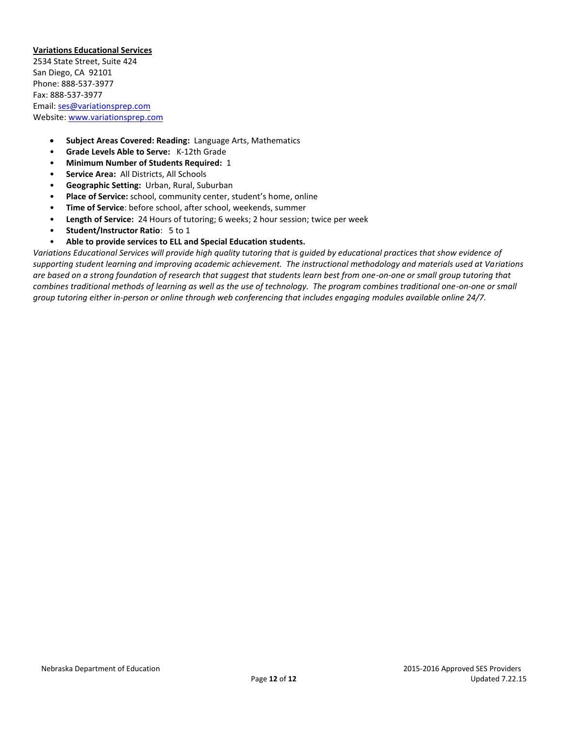**<u>Variations Educational Services</u>**
2534 State Street, Suite 424
San Diego, CA 92101
Phone: 888-537-3977
Fax: 888-537-3977
Email: ses@variationsprep.com
Website: www.variationsprep.com

- **Subject Areas Covered: Reading:** Language Arts, Mathematics
- **Grade Levels Able to Serve:** K-12th Grade
- **Minimum Number of Students Required:** 1
- **Service Area:** All Districts, All Schools
- **Geographic Setting:** Urban, Rural, Suburban
- **Place of Service:** school, community center, student's home, online
- **Time of Service**: before school, after school, weekends, summer
- **Length of Service:** 24 Hours of tutoring; 6 weeks; 2 hour session; twice per week
- **Student/Instructor Ratio**: 5 to 1
- **Able to provide services to ELL and Special Education students.**

*Variations Educational Services will provide high quality tutoring that is guided by educational practices that show evidence of supporting student learning and improving academic achievement. The instructional methodology and materials used at Variations are based on a strong foundation of research that suggest that students learn best from one-on-one or small group tutoring that combines traditional methods of learning as well as the use of technology. The program combines traditional one-on-one or small group tutoring either in-person or online through web conferencing that includes engaging modules available online 24/7.*